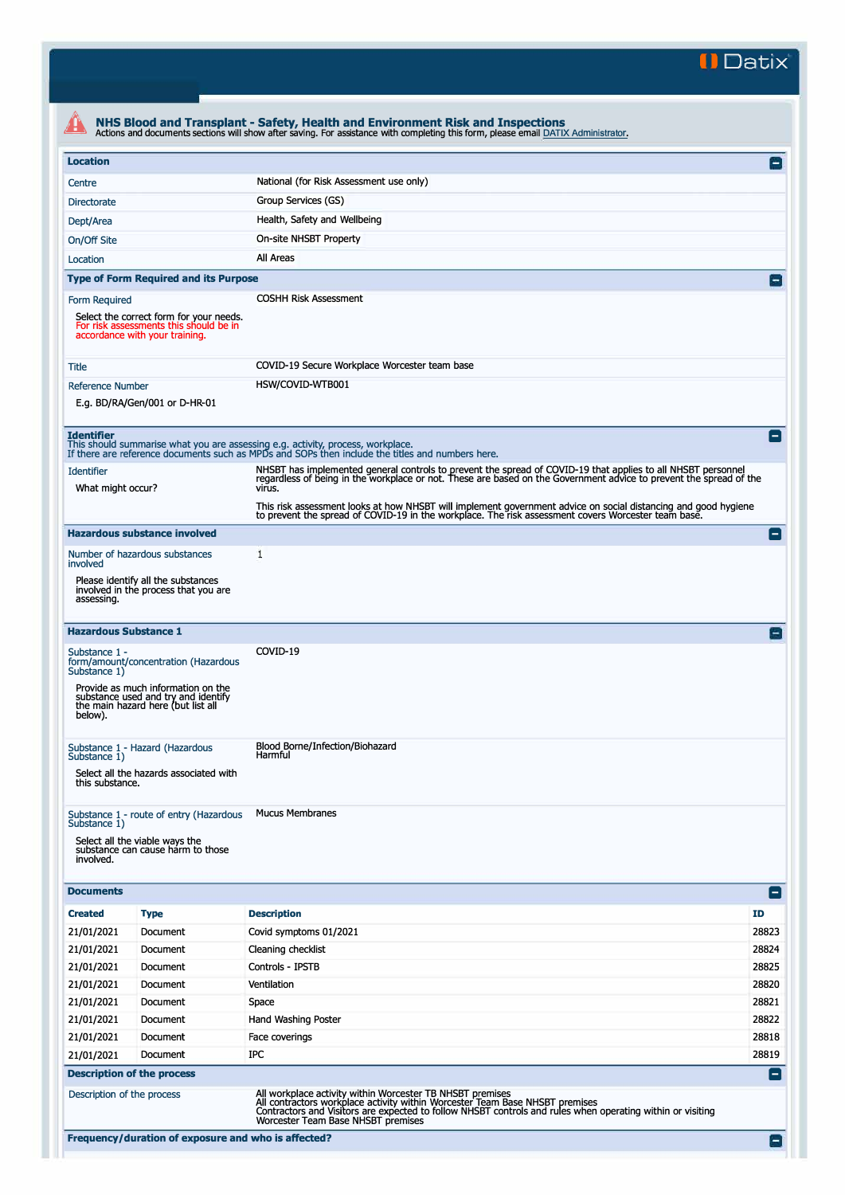Datix

# NHS Blood and Transplant - Safety, Health and Environment Risk and Inspections

Actions and documents sections will show after saving. For assistance with completing this form, please email DATIX Administrator.

## Location

| | |
|---|---|
| Centre | National (for Risk Assessment use only) |
| Directorate | Group Services (GS) |
| Dept/Area | Health, Safety and Wellbeing |
| On/Off Site | On-site NHSBT Property |
| Location | All Areas |

## Type of Form Required and its Purpose

| | |
|---|---|
| Form Required<br><br>Select the correct form for your needs. For risk assessments this should be in accordance with your training. | COSHH Risk Assessment |
| Title | COVID-19 Secure Workplace Worcester team base |
| Reference Number<br><br>E.g. BD/RA/Gen/001 or D-HR-01 | HSW/COVID-WTB001 |

## Identifier

This should summarise what you are assessing e.g. activity, process, workplace.
If there are reference documents such as MPDs and SOPs then include the titles and numbers here.

| | |
|---|---|
| Identifier<br><br>What might occur? | NHSBT has implemented general controls to prevent the spread of COVID-19 that applies to all NHSBT personnel regardless of being in the workplace or not. These are based on the Government advice to prevent the spread of the virus.<br><br>This risk assessment looks at how NHSBT will implement government advice on social distancing and good hygiene to prevent the spread of COVID-19 in the workplace. The risk assessment covers Worcester team base. |

## Hazardous substance involved

| | |
|---|---|
| Number of hazardous substances involved<br><br>Please identify all the substances involved in the process that you are assessing. | 1 |

## Hazardous Substance 1

| | |
|---|---|
| Substance 1 - form/amount/concentration (Hazardous Substance 1)<br><br>Provide as much information on the substance used and try and identify the main hazard here (but list all below). | COVID-19 |
| Substance 1 - Hazard (Hazardous Substance 1)<br><br>Select all the hazards associated with this substance. | Blood Borne/Infection/Biohazard<br>Harmful |
| Substance 1 - route of entry (Hazardous Substance 1)<br><br>Select all the viable ways the substance can cause harm to those involved. | Mucus Membranes |

## Documents

| Created | Type | Description | ID |
|---|---|---|---|
| 21/01/2021 | Document | Covid symptoms 01/2021 | 28823 |
| 21/01/2021 | Document | Cleaning checklist | 28824 |
| 21/01/2021 | Document | Controls - IPSTB | 28825 |
| 21/01/2021 | Document | Ventilation | 28820 |
| 21/01/2021 | Document | Space | 28821 |
| 21/01/2021 | Document | Hand Washing Poster | 28822 |
| 21/01/2021 | Document | Face coverings | 28818 |
| 21/01/2021 | Document | IPC | 28819 |

## Description of the process

| | |
|---|---|
| Description of the process | All workplace activity within Worcester TB NHSBT premises<br>All contractors workplace activity within Worcester Team Base NHSBT premises<br>Contractors and Visitors are expected to follow NHSBT controls and rules when operating within or visiting Worcester Team Base NHSBT premises |

## Frequency/duration of exposure and who is affected?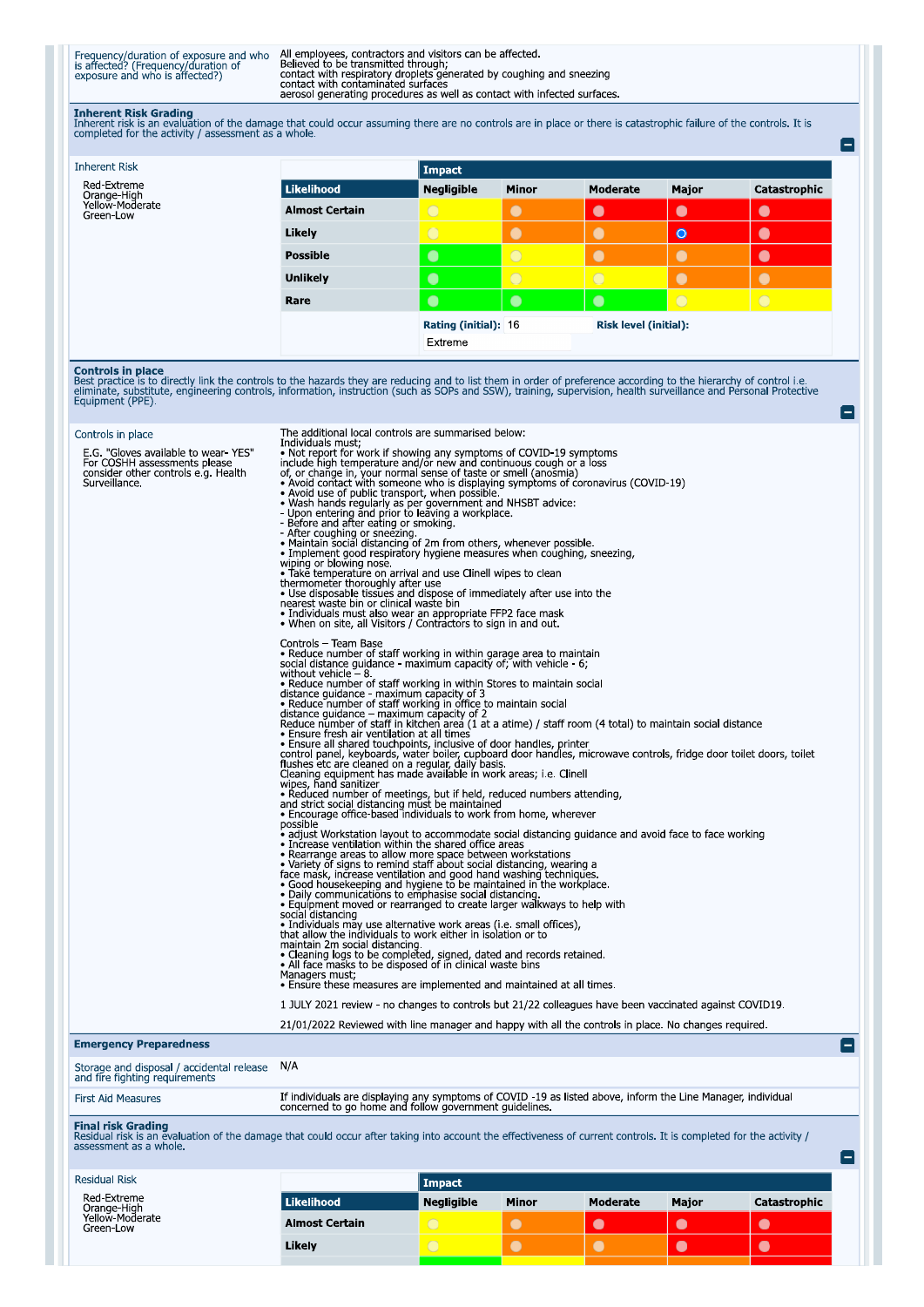| Frequency/duration of exposure and who is affected? (Frequency/duration of exposure and who is affected?) | All employees, contractors and visitors can be affected. Believed to be transmitted through; contact with respiratory droplets generated by coughing and sneezing contact with contaminated surfaces aerosol generating procedures as well as contact with infected surfaces. |
|---|---|

**Inherent Risk Grading**
Inherent risk is an evaluation of the damage that could occur assuming there are no controls are in place or there is catastrophic failure of the controls. It is completed for the activity / assessment as a whole.

Inherent Risk

Red-Extreme
Orange-High
Yellow-Moderate
Green-Low

| | Impact | | | | |
|---|---|---|---|---|---|
| **Likelihood** | **Negligible** | **Minor** | **Moderate** | **Major** | **Catastrophic** |
| **Almost Certain** | | | | | |
| **Likely** | | | | ◉ | |
| **Possible** | | | | | |
| **Unlikely** | | | | | |
| **Rare** | | | | | |

**Rating (initial):** 16 **Risk level (initial):** Extreme

**Controls in place**
Best practice is to directly link the controls to the hazards they are reducing and to list them in order of preference according to the hierarchy of control i.e. eliminate, substitute, engineering controls, information, instruction (such as SOPs and SSW), training, supervision, health surveillance and Personal Protective Equipment (PPE).

Controls in place

E.G. "Gloves available to wear- YES" For COSHH assessments please consider other controls e.g. Health Surveillance.

The additional local controls are summarised below:
Individuals must;
• Not report for work if showing any symptoms of COVID-19 symptoms include high temperature and/or new and continuous cough or a loss of, or change in, your normal sense of taste or smell (anosmia)
• Avoid contact with someone who is displaying symptoms of coronavirus (COVID-19)
• Avoid use of public transport, when possible.
• Wash hands regularly as per government and NHSBT advice:
- Upon entering and prior to leaving a workplace.
- Before and after eating or smoking.
- After coughing or sneezing.
• Maintain social distancing of 2m from others, whenever possible.
• Implement good respiratory hygiene measures when coughing, sneezing, wiping or blowing nose.
• Take temperature on arrival and use Clinell wipes to clean thermometer thoroughly after use
• Use disposable tissues and dispose of immediately after use into the nearest waste bin or clinical waste bin
• Individuals must also wear an appropriate FFP2 face mask
• When on site, all Visitors / Contractors to sign in and out.

Controls – Team Base
• Reduce number of staff working in within garage area to maintain social distance guidance - maximum capacity of; with vehicle - 6; without vehicle – 8.
• Reduce number of staff working in within Stores to maintain social distance guidance - maximum capacity of 3
• Reduce number of staff working in office to maintain social distance guidance – maximum capacity of 2
Reduce number of staff in kitchen area (1 at a atime) / staff room (4 total) to maintain social distance
• Ensure fresh air ventilation at all times
• Ensure all shared touchpoints, inclusive of door handles, printer control panel, keyboards, water boiler, cupboard door handles, microwave controls, fridge door toilet doors, toilet flushes etc are cleaned on a regular, daily basis.
Cleaning equipment has made available in work areas; i.e. Clinell wipes, hand sanitizer
• Reduced number of meetings, but if held, reduced numbers attending, and strict social distancing must be maintained
• Encourage office-based individuals to work from home, wherever possible
• adjust Workstation layout to accommodate social distancing guidance and avoid face to face working
• Increase ventilation within the shared office areas
• Rearrange areas to allow more space between workstations
• Variety of signs to remind staff about social distancing, wearing a face mask, increase ventilation and good hand washing techniques.
• Good housekeeping and hygiene to be maintained in the workplace.
• Daily communications to emphasise social distancing.
• Equipment moved or rearranged to create larger walkways to help with social distancing
• Individuals may use alternative work areas (i.e. small offices), that allow the individuals to work either in isolation or to maintain 2m social distancing.
• Cleaning logs to be completed, signed, dated and records retained.
• All face masks to be disposed of in clinical waste bins
Managers must;
• Ensure these measures are implemented and maintained at all times.

1 JULY 2021 review - no changes to controls but 21/22 colleagues have been vaccinated against COVID19.

21/01/2022 Reviewed with line manager and happy with all the controls in place. No changes required.

**Emergency Preparedness**

| Storage and disposal / accidental release and fire fighting requirements | N/A |
|---|---|
| First Aid Measures | If individuals are displaying any symptoms of COVID -19 as listed above, inform the Line Manager, individual concerned to go home and follow government guidelines. |

**Final risk Grading**
Residual risk is an evaluation of the damage that could occur after taking into account the effectiveness of current controls. It is completed for the activity / assessment as a whole.

Residual Risk

Red-Extreme
Orange-High
Yellow-Moderate
Green-Low

| | Impact | | | | |
|---|---|---|---|---|---|
| **Likelihood** | **Negligible** | **Minor** | **Moderate** | **Major** | **Catastrophic** |
| **Almost Certain** | | | | | |
| **Likely** | | | | | |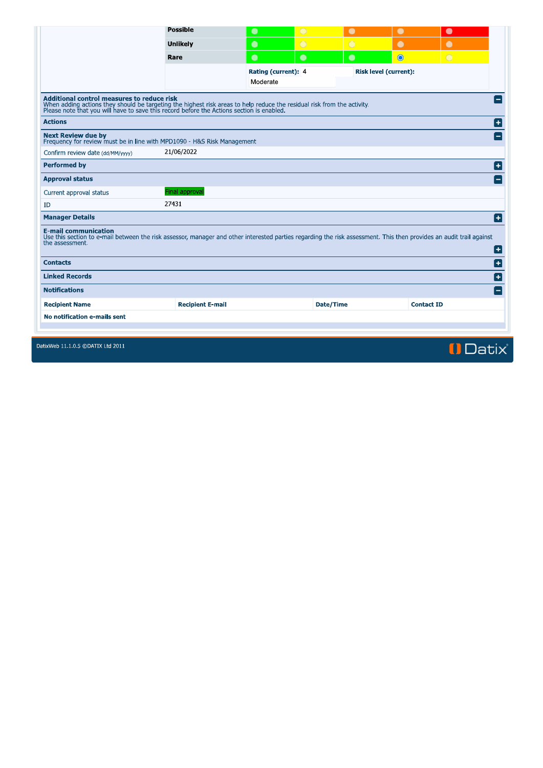| | | | | | |
|---|---|---|---|---|---|
| **Possible** | | | | | |
| **Unlikely** | | | | | |
| **Rare** | | | | | |

**Rating (current):** 4 **Risk level (current):**

Moderate

**Additional control measures to reduce risk**

When adding actions they should be targeting the highest risk areas to help reduce the residual risk from the activity.
Please note that you will have to save this record before the Actions section is enabled.

**Actions**

**Next Review due by**

Frequency for review must be in line with MPD1090 - H&S Risk Management

Confirm review date (dd/MM/yyyy) 21/06/2022

**Performed by**

**Approval status**

Current approval status Final approval

ID 27431

**Manager Details**

**E-mail communication**

Use this section to e-mail between the risk assessor, manager and other interested parties regarding the risk assessment. This then provides an audit trail against the assessment.

**Contacts**

**Linked Records**

**Notifications**

| Recipient Name | Recipient E-mail | Date/Time | Contact ID |
|---|---|---|---|
| **No notification e-mails sent** | | | |

DatixWeb 11.1.0.5 ©DATIX Ltd 2011

Datix®